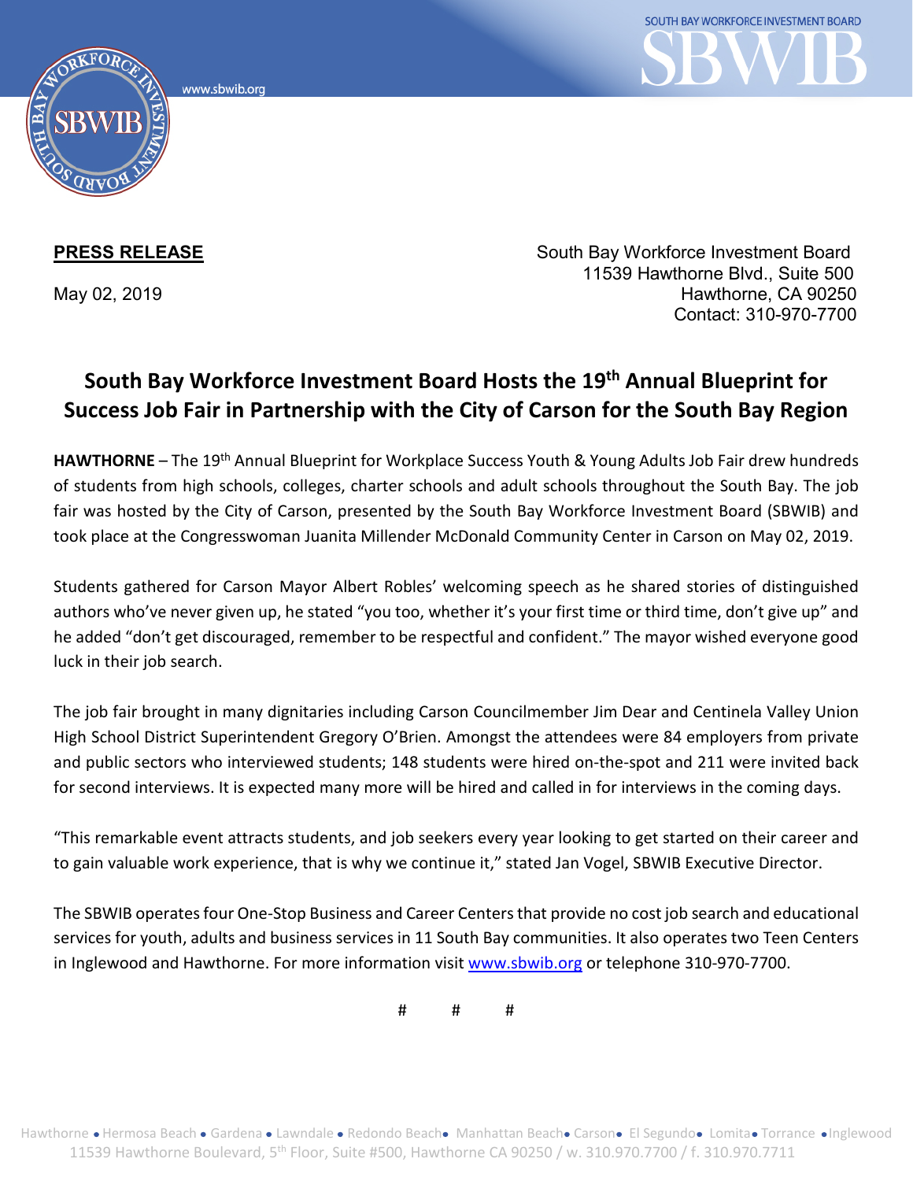**PRESS RELEASE**

May 02, 2019

South Bay Workforce Investment Board
11539 Hawthorne Blvd., Suite 500
Hawthorne, CA 90250
Contact: 310-970-7700

# South Bay Workforce Investment Board Hosts the 19th Annual Blueprint for Success Job Fair in Partnership with the City of Carson for the South Bay Region

**HAWTHORNE** – The 19th Annual Blueprint for Workplace Success Youth & Young Adults Job Fair drew hundreds of students from high schools, colleges, charter schools and adult schools throughout the South Bay. The job fair was hosted by the City of Carson, presented by the South Bay Workforce Investment Board (SBWIB) and took place at the Congresswoman Juanita Millender McDonald Community Center in Carson on May 02, 2019.

Students gathered for Carson Mayor Albert Robles' welcoming speech as he shared stories of distinguished authors who've never given up, he stated "you too, whether it's your first time or third time, don't give up" and he added "don't get discouraged, remember to be respectful and confident." The mayor wished everyone good luck in their job search.

The job fair brought in many dignitaries including Carson Councilmember Jim Dear and Centinela Valley Union High School District Superintendent Gregory O'Brien. Amongst the attendees were 84 employers from private and public sectors who interviewed students; 148 students were hired on-the-spot and 211 were invited back for second interviews. It is expected many more will be hired and called in for interviews in the coming days.

"This remarkable event attracts students, and job seekers every year looking to get started on their career and to gain valuable work experience, that is why we continue it," stated Jan Vogel, SBWIB Executive Director.

The SBWIB operates four One-Stop Business and Career Centers that provide no cost job search and educational services for youth, adults and business services in 11 South Bay communities. It also operates two Teen Centers in Inglewood and Hawthorne. For more information visit www.sbwib.org or telephone 310-970-7700.

# # #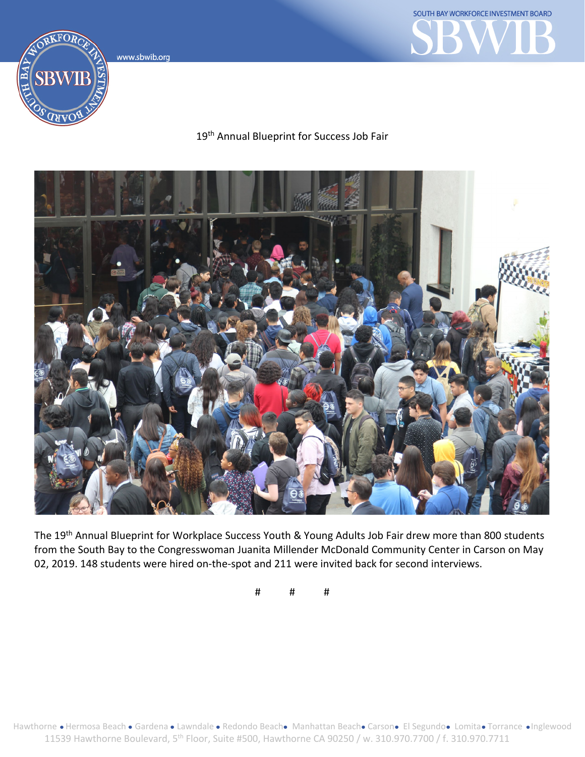19th Annual Blueprint for Success Job Fair

The 19th Annual Blueprint for Workplace Success Youth & Young Adults Job Fair drew more than 800 students from the South Bay to the Congresswoman Juanita Millender McDonald Community Center in Carson on May 02, 2019. 148 students were hired on-the-spot and 211 were invited back for second interviews.

# # #